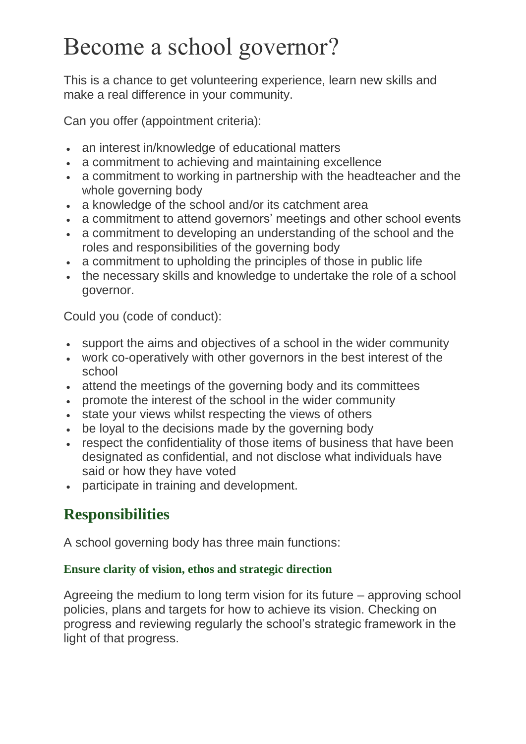# Become a school governor?

This is a chance to get volunteering experience, learn new skills and make a real difference in your community.

Can you offer (appointment criteria):

- an interest in/knowledge of educational matters
- a commitment to achieving and maintaining excellence
- a commitment to working in partnership with the headteacher and the whole governing body
- a knowledge of the school and/or its catchment area
- a commitment to attend governors' meetings and other school events
- a commitment to developing an understanding of the school and the roles and responsibilities of the governing body
- a commitment to upholding the principles of those in public life
- the necessary skills and knowledge to undertake the role of a school governor.

Could you (code of conduct):

- support the aims and objectives of a school in the wider community
- work co-operatively with other governors in the best interest of the school
- attend the meetings of the governing body and its committees
- promote the interest of the school in the wider community
- state your views whilst respecting the views of others
- be loyal to the decisions made by the governing body
- respect the confidentiality of those items of business that have been designated as confidential, and not disclose what individuals have said or how they have voted
- participate in training and development.

## Responsibilities

A school governing body has three main functions:

### Ensure clarity of vision, ethos and strategic direction

Agreeing the medium to long term vision for its future – approving school policies, plans and targets for how to achieve its vision. Checking on progress and reviewing regularly the school's strategic framework in the light of that progress.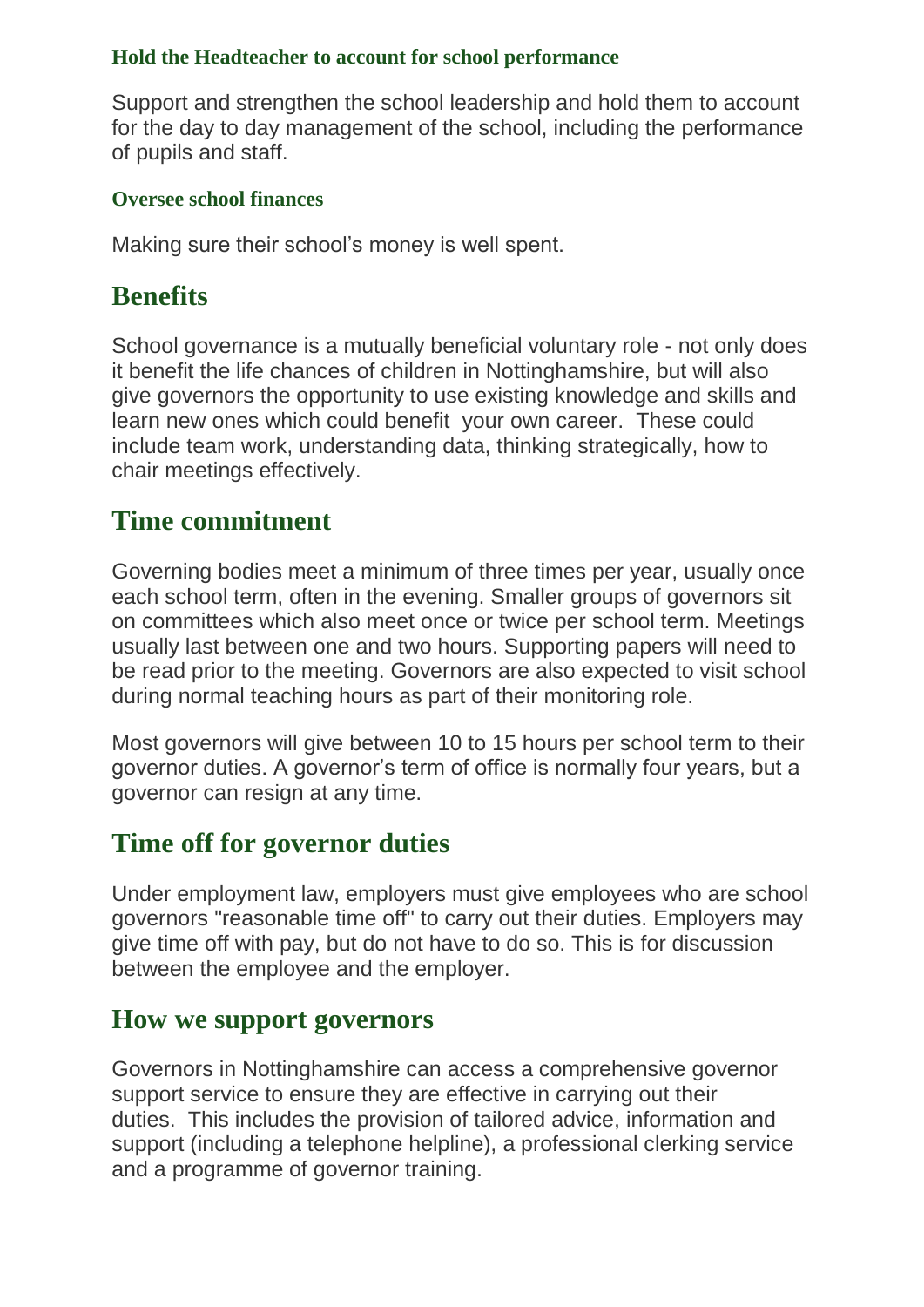### Hold the Headteacher to account for school performance

Support and strengthen the school leadership and hold them to account for the day to day management of the school, including the performance of pupils and staff.

### Oversee school finances

Making sure their school's money is well spent.

## Benefits

School governance is a mutually beneficial voluntary role - not only does it benefit the life chances of children in Nottinghamshire, but will also give governors the opportunity to use existing knowledge and skills and learn new ones which could benefit your own career. These could include team work, understanding data, thinking strategically, how to chair meetings effectively.

## Time commitment

Governing bodies meet a minimum of three times per year, usually once each school term, often in the evening. Smaller groups of governors sit on committees which also meet once or twice per school term. Meetings usually last between one and two hours. Supporting papers will need to be read prior to the meeting. Governors are also expected to visit school during normal teaching hours as part of their monitoring role.

Most governors will give between 10 to 15 hours per school term to their governor duties. A governor's term of office is normally four years, but a governor can resign at any time.

## Time off for governor duties

Under employment law, employers must give employees who are school governors "reasonable time off" to carry out their duties. Employers may give time off with pay, but do not have to do so. This is for discussion between the employee and the employer.

## How we support governors

Governors in Nottinghamshire can access a comprehensive governor support service to ensure they are effective in carrying out their duties. This includes the provision of tailored advice, information and support (including a telephone helpline), a professional clerking service and a programme of governor training.